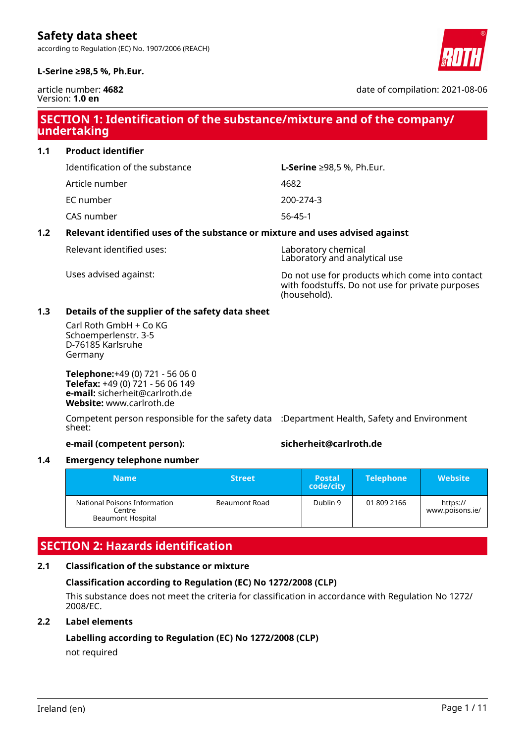# Safety data sheet

according to Regulation (EC) No. 1907/2006 (REACH)

**L-Serine ≥98,5 %, Ph.Eur.**

article number: **4682**
Version: **1.0 en**

date of compilation: 2021-08-06

## SECTION 1: Identification of the substance/mixture and of the company/undertaking

### 1.1 Product identifier

| | |
|---|---|
| Identification of the substance | **L-Serine** ≥98,5 %, Ph.Eur. |
| Article number | 4682 |
| EC number | 200-274-3 |
| CAS number | 56-45-1 |

### 1.2 Relevant identified uses of the substance or mixture and uses advised against

| | |
|---|---|
| Relevant identified uses: | Laboratory chemical<br>Laboratory and analytical use |
| Uses advised against: | Do not use for products which come into contact with foodstuffs. Do not use for private purposes (household). |

### 1.3 Details of the supplier of the safety data sheet

Carl Roth GmbH + Co KG
Schoemperlenstr. 3-5
D-76185 Karlsruhe
Germany

**Telephone:**+49 (0) 721 - 56 06 0
**Telefax:** +49 (0) 721 - 56 06 149
**e-mail:** sicherheit@carlroth.de
**Website:** www.carlroth.de

Competent person responsible for the safety data sheet: :Department Health, Safety and Environment

**e-mail (competent person):** **sicherheit@carlroth.de**

### 1.4 Emergency telephone number

| Name | Street | Postal code/city | Telephone | Website |
|---|---|---|---|---|
| National Poisons Information Centre Beaumont Hospital | Beaumont Road | Dublin 9 | 01 809 2166 | https://www.poisons.ie/ |

## SECTION 2: Hazards identification

### 2.1 Classification of the substance or mixture

**Classification according to Regulation (EC) No 1272/2008 (CLP)**

This substance does not meet the criteria for classification in accordance with Regulation No 1272/2008/EC.

### 2.2 Label elements

**Labelling according to Regulation (EC) No 1272/2008 (CLP)**

not required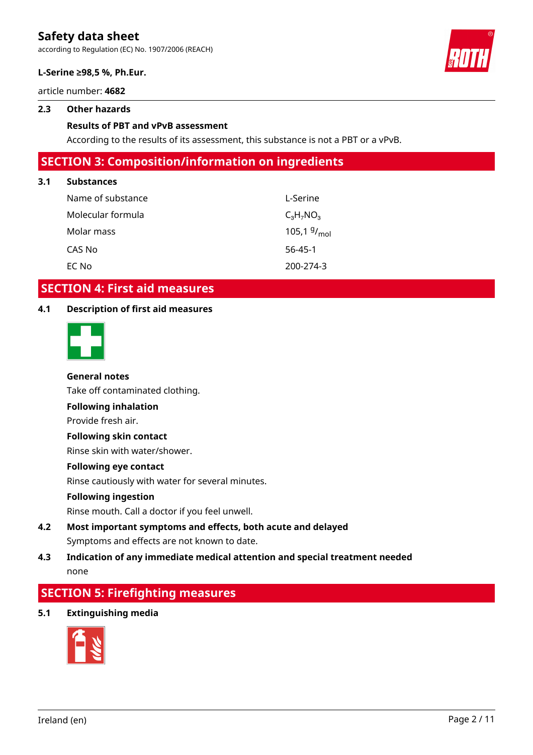### 2.3 Other hazards

**Results of PBT and vPvB assessment**

According to the results of its assessment, this substance is not a PBT or a vPvB.

## SECTION 3: Composition/information on ingredients

### 3.1 Substances

| | |
|---|---|
| Name of substance | L-Serine |
| Molecular formula | $C_3H_7NO_3$ |
| Molar mass | 105,1 $^{g}/_{mol}$ |
| CAS No | 56-45-1 |
| EC No | 200-274-3 |

## SECTION 4: First aid measures

### 4.1 Description of first aid measures

**General notes**

Take off contaminated clothing.

**Following inhalation**

Provide fresh air.

**Following skin contact**

Rinse skin with water/shower.

**Following eye contact**

Rinse cautiously with water for several minutes.

**Following ingestion**

Rinse mouth. Call a doctor if you feel unwell.

### 4.2 Most important symptoms and effects, both acute and delayed

Symptoms and effects are not known to date.

### 4.3 Indication of any immediate medical attention and special treatment needed

none

## SECTION 5: Firefighting measures

### 5.1 Extinguishing media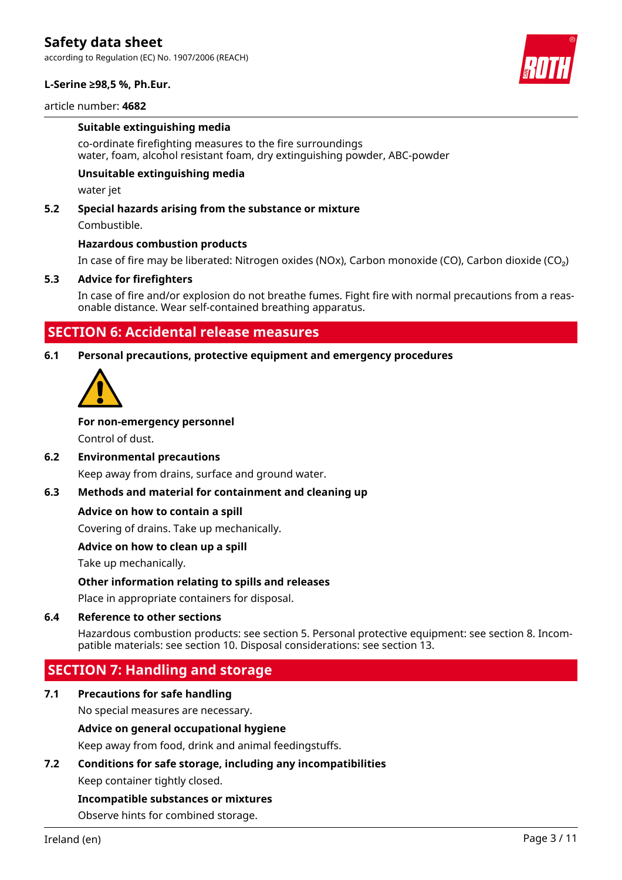**Suitable extinguishing media**

co-ordinate firefighting measures to the fire surroundings
water, foam, alcohol resistant foam, dry extinguishing powder, ABC-powder

**Unsuitable extinguishing media**

water jet

### 5.2 Special hazards arising from the substance or mixture

Combustible.

**Hazardous combustion products**

In case of fire may be liberated: Nitrogen oxides (NOx), Carbon monoxide (CO), Carbon dioxide ($CO_2$)

### 5.3 Advice for firefighters

In case of fire and/or explosion do not breathe fumes. Fight fire with normal precautions from a reasonable distance. Wear self-contained breathing apparatus.

## SECTION 6: Accidental release measures

### 6.1 Personal precautions, protective equipment and emergency procedures

**For non-emergency personnel**

Control of dust.

### 6.2 Environmental precautions

Keep away from drains, surface and ground water.

### 6.3 Methods and material for containment and cleaning up

**Advice on how to contain a spill**

Covering of drains. Take up mechanically.

**Advice on how to clean up a spill**

Take up mechanically.

**Other information relating to spills and releases**

Place in appropriate containers for disposal.

### 6.4 Reference to other sections

Hazardous combustion products: see section 5. Personal protective equipment: see section 8. Incompatible materials: see section 10. Disposal considerations: see section 13.

## SECTION 7: Handling and storage

### 7.1 Precautions for safe handling

No special measures are necessary.

**Advice on general occupational hygiene**

Keep away from food, drink and animal feedingstuffs.

### 7.2 Conditions for safe storage, including any incompatibilities

Keep container tightly closed.

**Incompatible substances or mixtures**

Observe hints for combined storage.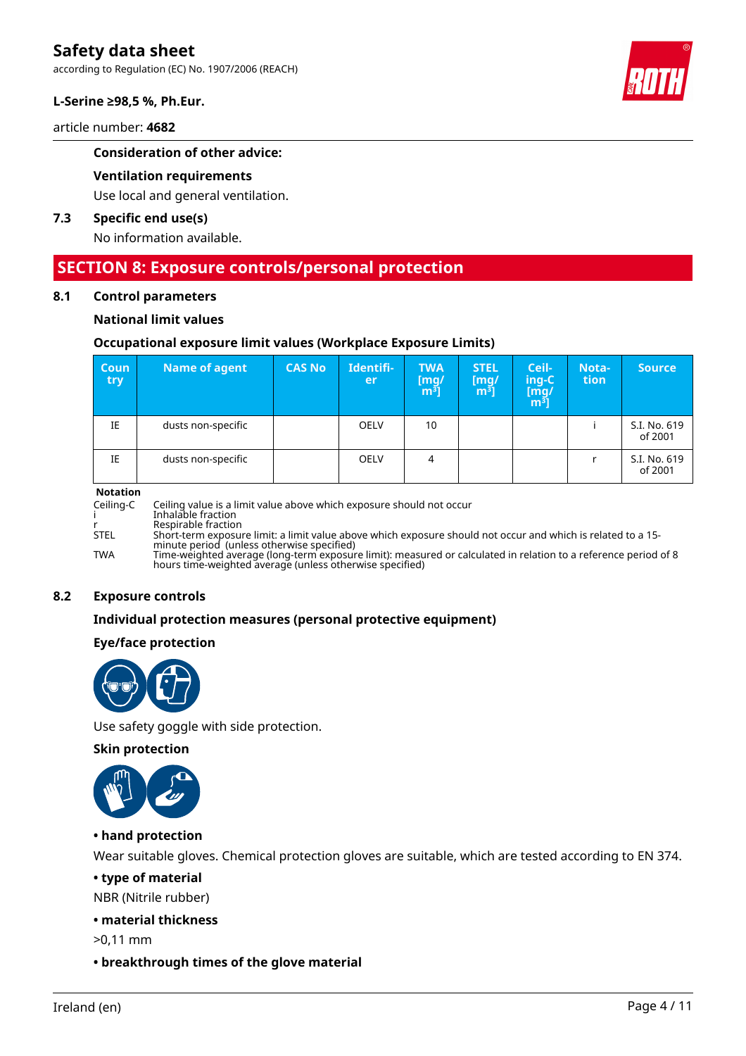**Consideration of other advice:**

**Ventilation requirements**

Use local and general ventilation.

**7.3 Specific end use(s)**

No information available.

# SECTION 8: Exposure controls/personal protection

## 8.1 Control parameters

### National limit values

### Occupational exposure limit values (Workplace Exposure Limits)

| Country | Name of agent | CAS No | Identifier | TWA [mg/m³] | STEL [mg/m³] | Ceiling-C [mg/m³] | Notation | Source |
|---|---|---|---|---|---|---|---|---|
| IE | dusts non-specific | | OELV | 10 | | | i | S.I. No. 619 of 2001 |
| IE | dusts non-specific | | OELV | 4 | | | r | S.I. No. 619 of 2001 |

**Notation**

| | |
|---|---|
| Ceiling-C | Ceiling value is a limit value above which exposure should not occur |
| i | Inhalable fraction |
| r | Respirable fraction |
| STEL | Short-term exposure limit: a limit value above which exposure should not occur and which is related to a 15-minute period (unless otherwise specified) |
| TWA | Time-weighted average (long-term exposure limit): measured or calculated in relation to a reference period of 8 hours time-weighted average (unless otherwise specified) |

## 8.2 Exposure controls

### Individual protection measures (personal protective equipment)

**Eye/face protection**

Use safety goggle with side protection.

**Skin protection**

**• hand protection**

Wear suitable gloves. Chemical protection gloves are suitable, which are tested according to EN 374.

**• type of material**

NBR (Nitrile rubber)

**• material thickness**

>0,11 mm

**• breakthrough times of the glove material**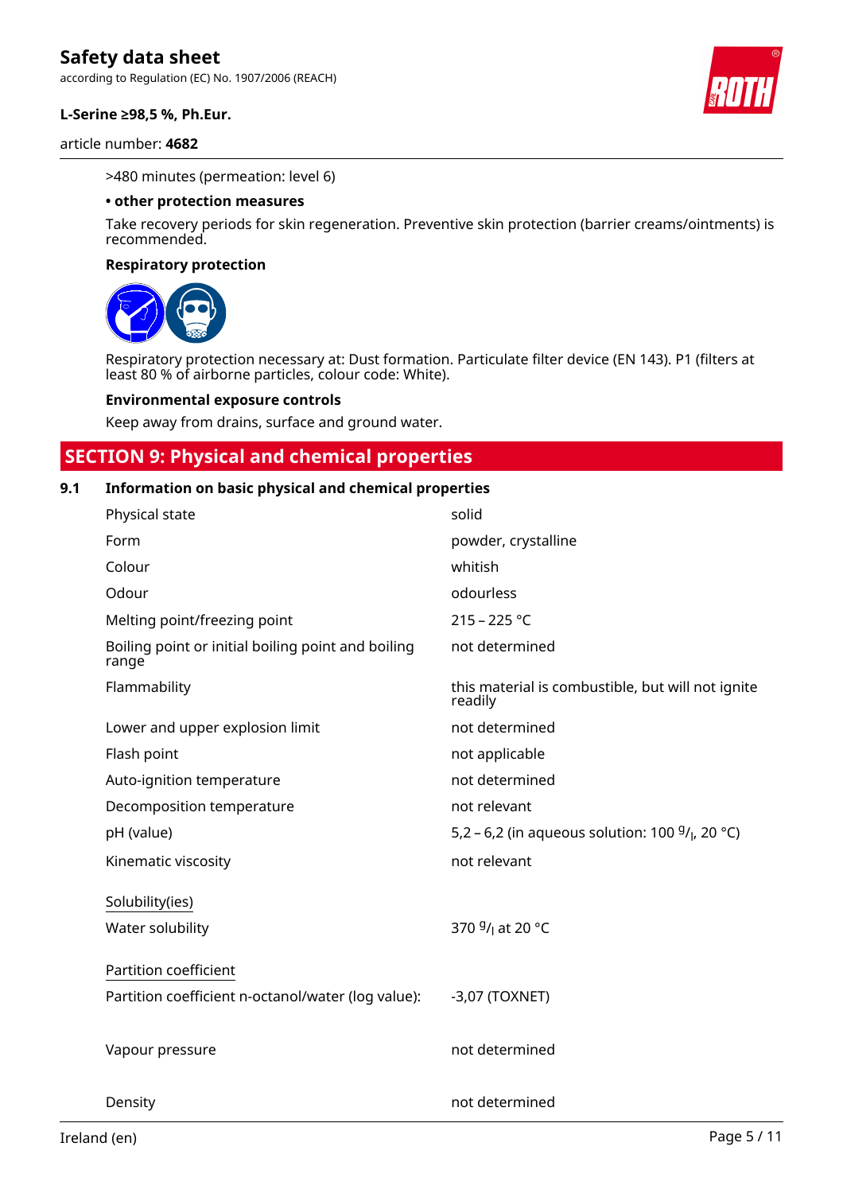>480 minutes (permeation: level 6)

**• other protection measures**

Take recovery periods for skin regeneration. Preventive skin protection (barrier creams/ointments) is recommended.

**Respiratory protection**

Respiratory protection necessary at: Dust formation. Particulate filter device (EN 143). P1 (filters at least 80 % of airborne particles, colour code: White).

**Environmental exposure controls**

Keep away from drains, surface and ground water.

## SECTION 9: Physical and chemical properties

### 9.1 Information on basic physical and chemical properties

| | |
|---|---|
| Physical state | solid |
| Form | powder, crystalline |
| Colour | whitish |
| Odour | odourless |
| Melting point/freezing point | 215 – 225 °C |
| Boiling point or initial boiling point and boiling range | not determined |
| Flammability | this material is combustible, but will not ignite readily |
| Lower and upper explosion limit | not determined |
| Flash point | not applicable |
| Auto-ignition temperature | not determined |
| Decomposition temperature | not relevant |
| pH (value) | 5,2 – 6,2 (in aqueous solution: 100 $^{g}/_{l}$, 20 °C) |
| Kinematic viscosity | not relevant |

Solubility(ies)

| | |
|---|---|
| Water solubility | 370 $^{g}/_{l}$ at 20 °C |

Partition coefficient

| | |
|---|---|
| Partition coefficient n-octanol/water (log value): | -3,07 (TOXNET) |
| Vapour pressure | not determined |
| Density | not determined |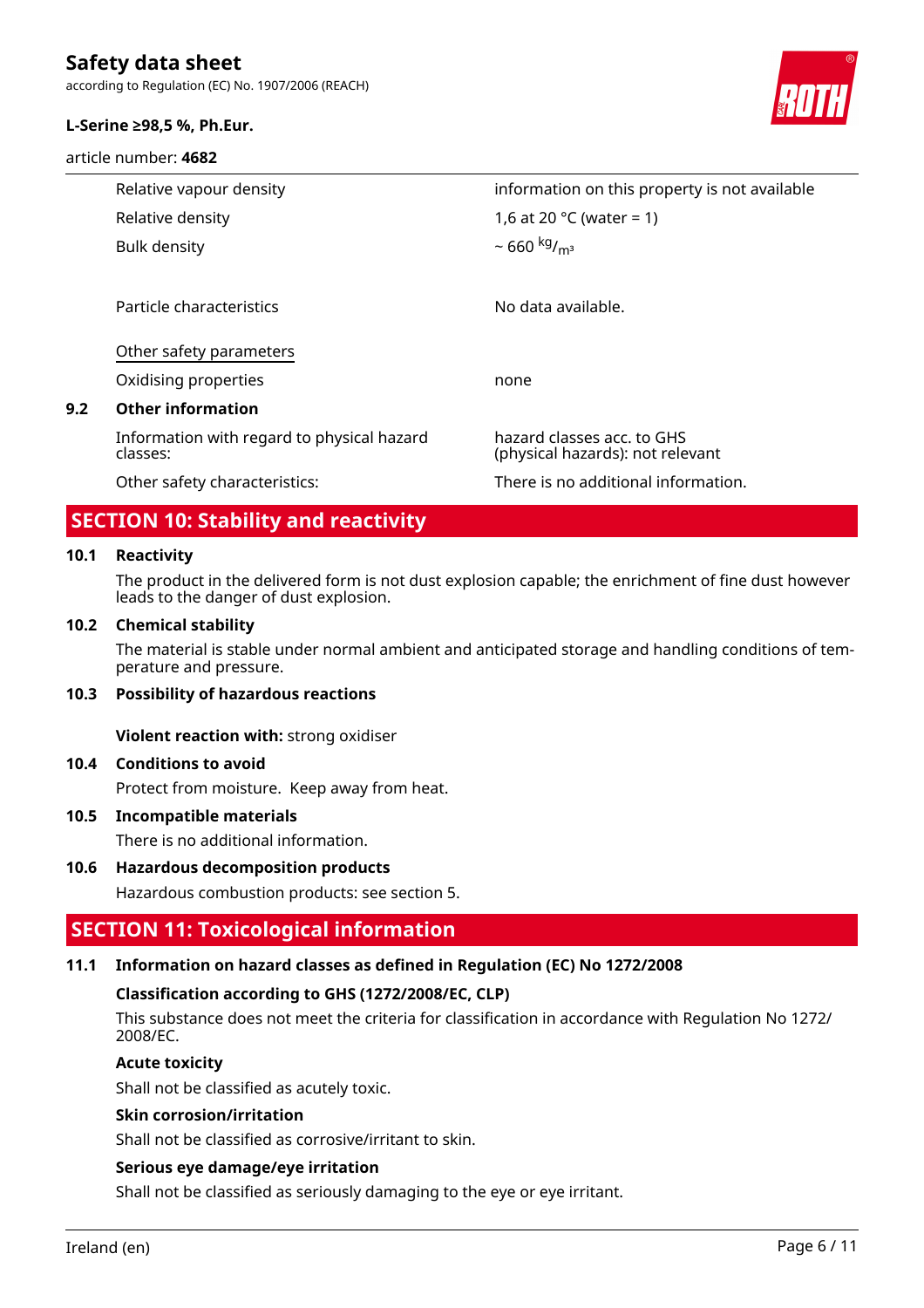| | |
|---|---|
| Relative vapour density | information on this property is not available |
| Relative density | 1,6 at 20 °C (water = 1) |
| Bulk density | ~ 660 $^{kg}/_{m^3}$ |
| Particle characteristics | No data available. |

Other safety parameters

| | |
|---|---|
| Oxidising properties | none |

**9.2 Other information**

| | |
|---|---|
| Information with regard to physical hazard classes: | hazard classes acc. to GHS (physical hazards): not relevant |
| Other safety characteristics: | There is no additional information. |

## SECTION 10: Stability and reactivity

**10.1 Reactivity**

The product in the delivered form is not dust explosion capable; the enrichment of fine dust however leads to the danger of dust explosion.

**10.2 Chemical stability**

The material is stable under normal ambient and anticipated storage and handling conditions of temperature and pressure.

**10.3 Possibility of hazardous reactions**

**Violent reaction with:** strong oxidiser

**10.4 Conditions to avoid**

Protect from moisture. Keep away from heat.

**10.5 Incompatible materials**

There is no additional information.

**10.6 Hazardous decomposition products**

Hazardous combustion products: see section 5.

## SECTION 11: Toxicological information

**11.1 Information on hazard classes as defined in Regulation (EC) No 1272/2008**

**Classification according to GHS (1272/2008/EC, CLP)**

This substance does not meet the criteria for classification in accordance with Regulation No 1272/2008/EC.

**Acute toxicity**

Shall not be classified as acutely toxic.

**Skin corrosion/irritation**

Shall not be classified as corrosive/irritant to skin.

**Serious eye damage/eye irritation**

Shall not be classified as seriously damaging to the eye or eye irritant.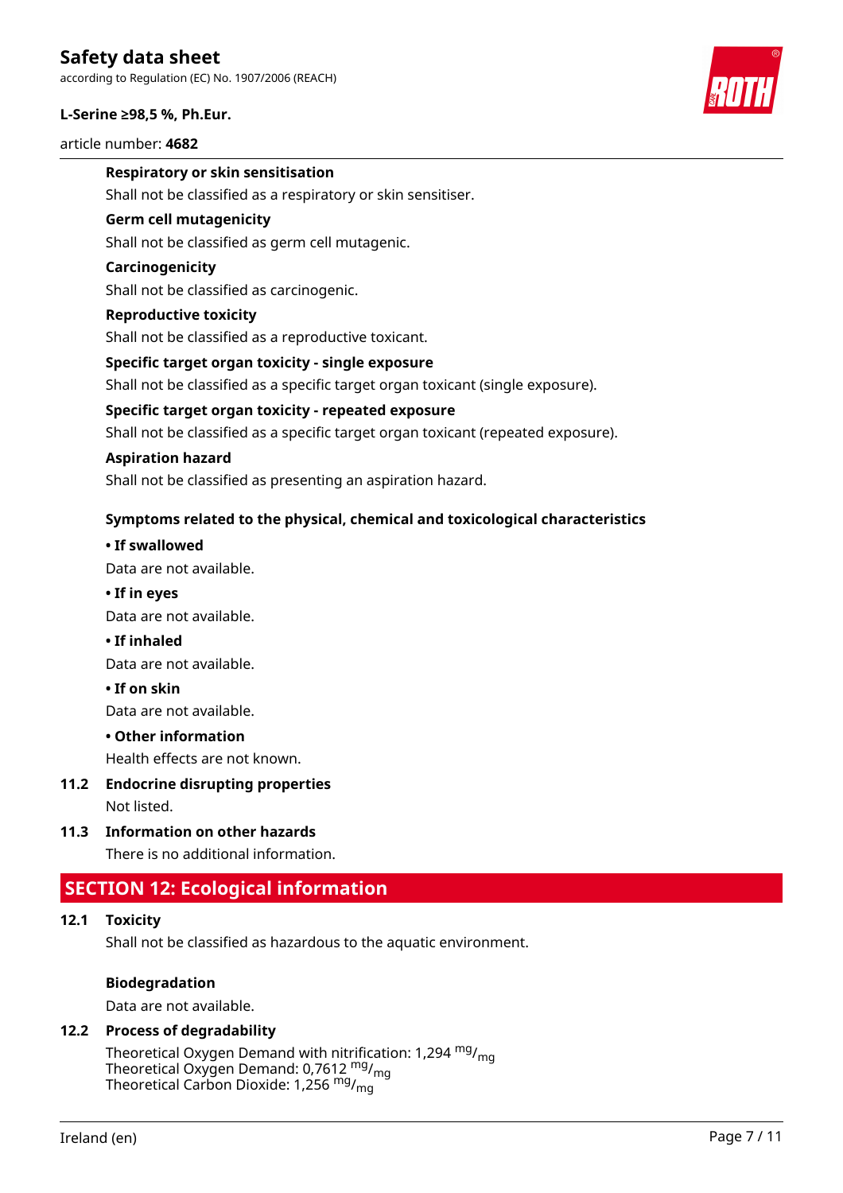#### Respiratory or skin sensitisation

Shall not be classified as a respiratory or skin sensitiser.

#### Germ cell mutagenicity

Shall not be classified as germ cell mutagenic.

#### Carcinogenicity

Shall not be classified as carcinogenic.

#### Reproductive toxicity

Shall not be classified as a reproductive toxicant.

#### Specific target organ toxicity - single exposure

Shall not be classified as a specific target organ toxicant (single exposure).

#### Specific target organ toxicity - repeated exposure

Shall not be classified as a specific target organ toxicant (repeated exposure).

#### Aspiration hazard

Shall not be classified as presenting an aspiration hazard.

#### Symptoms related to the physical, chemical and toxicological characteristics

**• If swallowed**

Data are not available.

**• If in eyes**

Data are not available.

**• If inhaled**

Data are not available.

**• If on skin**

Data are not available.

**• Other information**

Health effects are not known.

### 11.2 Endocrine disrupting properties

Not listed.

### 11.3 Information on other hazards

There is no additional information.

## SECTION 12: Ecological information

### 12.1 Toxicity

Shall not be classified as hazardous to the aquatic environment.

#### Biodegradation

Data are not available.

### 12.2 Process of degradability

Theoretical Oxygen Demand with nitrification: 1,294 $^{mg}/_{mg}$
Theoretical Oxygen Demand: 0,7612 $^{mg}/_{mg}$
Theoretical Carbon Dioxide: 1,256 $^{mg}/_{mg}$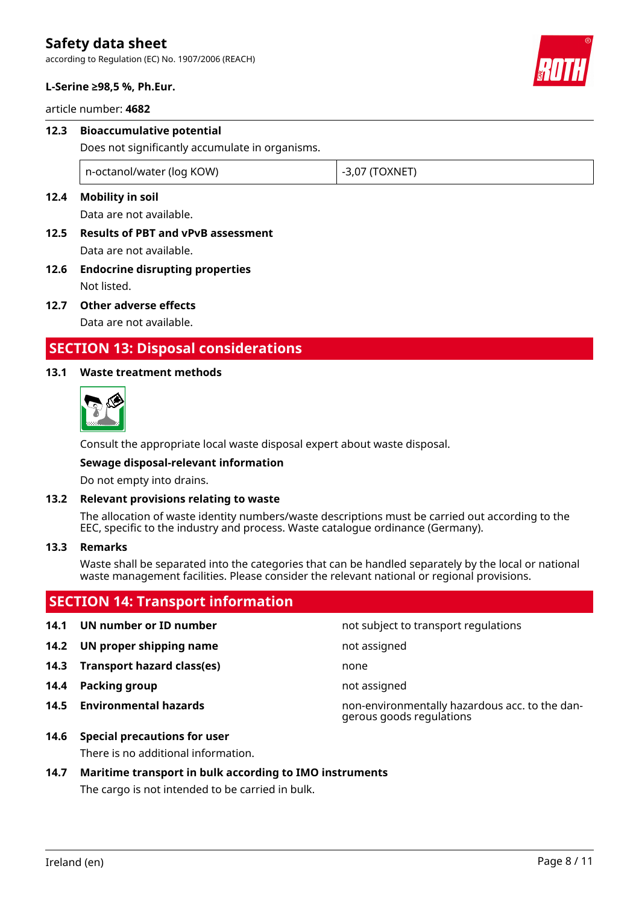### 12.3 Bioaccumulative potential

Does not significantly accumulate in organisms.

| n-octanol/water (log KOW) | -3,07 (TOXNET) |
|---|---|

### 12.4 Mobility in soil

Data are not available.

### 12.5 Results of PBT and vPvB assessment

Data are not available.

### 12.6 Endocrine disrupting properties

Not listed.

### 12.7 Other adverse effects

Data are not available.

## SECTION 13: Disposal considerations

### 13.1 Waste treatment methods

Consult the appropriate local waste disposal expert about waste disposal.

**Sewage disposal-relevant information**

Do not empty into drains.

### 13.2 Relevant provisions relating to waste

The allocation of waste identity numbers/waste descriptions must be carried out according to the EEC, specific to the industry and process. Waste catalogue ordinance (Germany).

### 13.3 Remarks

Waste shall be separated into the categories that can be handled separately by the local or national waste management facilities. Please consider the relevant national or regional provisions.

## SECTION 14: Transport information

| | |
|---|---|
| **14.1 UN number or ID number** | not subject to transport regulations |
| **14.2 UN proper shipping name** | not assigned |
| **14.3 Transport hazard class(es)** | none |
| **14.4 Packing group** | not assigned |
| **14.5 Environmental hazards** | non-environmentally hazardous acc. to the dangerous goods regulations |

### 14.6 Special precautions for user

There is no additional information.

### 14.7 Maritime transport in bulk according to IMO instruments

The cargo is not intended to be carried in bulk.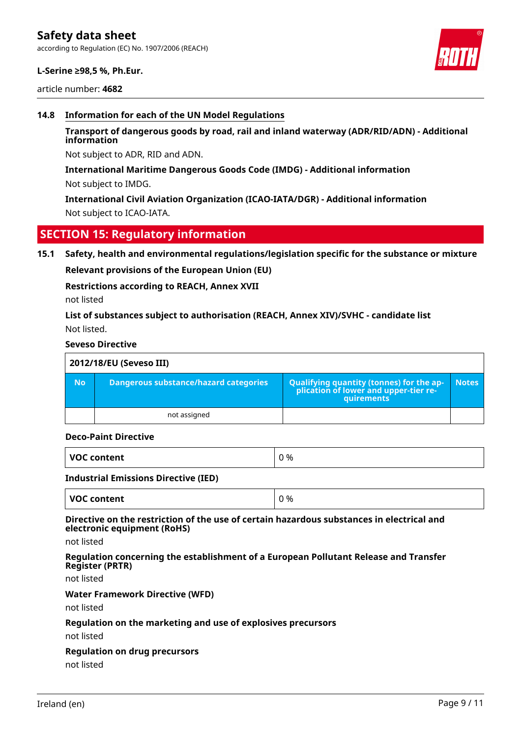### 14.8 Information for each of the UN Model Regulations

**Transport of dangerous goods by road, rail and inland waterway (ADR/RID/ADN) - Additional information**

Not subject to ADR, RID and ADN.

**International Maritime Dangerous Goods Code (IMDG) - Additional information**

Not subject to IMDG.

**International Civil Aviation Organization (ICAO-IATA/DGR) - Additional information**

Not subject to ICAO-IATA.

## SECTION 15: Regulatory information

### 15.1 Safety, health and environmental regulations/legislation specific for the substance or mixture

**Relevant provisions of the European Union (EU)**

**Restrictions according to REACH, Annex XVII**

not listed

**List of substances subject to authorisation (REACH, Annex XIV)/SVHC - candidate list**

Not listed.

**Seveso Directive**

| 2012/18/EU (Seveso III) | | | |
|---|---|---|---|
| **No** | **Dangerous substance/hazard categories** | **Qualifying quantity (tonnes) for the application of lower and upper-tier requirements** | **Notes** |
| | not assigned | | |

**Deco-Paint Directive**

| VOC content | 0 % |
|---|---|

**Industrial Emissions Directive (IED)**

| VOC content | 0 % |
|---|---|

**Directive on the restriction of the use of certain hazardous substances in electrical and electronic equipment (RoHS)**

not listed

**Regulation concerning the establishment of a European Pollutant Release and Transfer Register (PRTR)**

not listed

**Water Framework Directive (WFD)**

not listed

**Regulation on the marketing and use of explosives precursors**

not listed

**Regulation on drug precursors**

not listed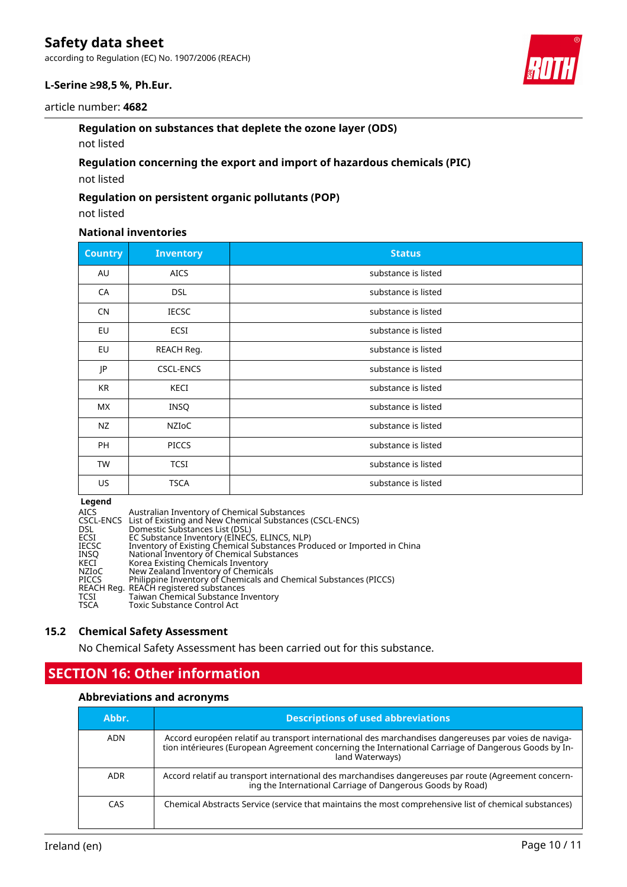#### Regulation on substances that deplete the ozone layer (ODS)

not listed

#### Regulation concerning the export and import of hazardous chemicals (PIC)

not listed

#### Regulation on persistent organic pollutants (POP)

not listed

#### National inventories

| Country | Inventory | Status |
|---|---|---|
| AU | AICS | substance is listed |
| CA | DSL | substance is listed |
| CN | IECSC | substance is listed |
| EU | ECSI | substance is listed |
| EU | REACH Reg. | substance is listed |
| JP | CSCL-ENCS | substance is listed |
| KR | KECI | substance is listed |
| MX | INSQ | substance is listed |
| NZ | NZIoC | substance is listed |
| PH | PICCS | substance is listed |
| TW | TCSI | substance is listed |
| US | TSCA | substance is listed |

**Legend**

| | |
|---|---|
| AICS | Australian Inventory of Chemical Substances |
| CSCL-ENCS | List of Existing and New Chemical Substances (CSCL-ENCS) |
| DSL | Domestic Substances List (DSL) |
| ECSI | EC Substance Inventory (EINECS, ELINCS, NLP) |
| IECSC | Inventory of Existing Chemical Substances Produced or Imported in China |
| INSQ | National Inventory of Chemical Substances |
| KECI | Korea Existing Chemicals Inventory |
| NZIoC | New Zealand Inventory of Chemicals |
| PICCS | Philippine Inventory of Chemicals and Chemical Substances (PICCS) |
| REACH Reg. | REACH registered substances |
| TCSI | Taiwan Chemical Substance Inventory |
| TSCA | Toxic Substance Control Act |

### 15.2 Chemical Safety Assessment

No Chemical Safety Assessment has been carried out for this substance.

## SECTION 16: Other information

#### Abbreviations and acronyms

| Abbr. | Descriptions of used abbreviations |
|---|---|
| ADN | Accord européen relatif au transport international des marchandises dangereuses par voies de navigation intérieures (European Agreement concerning the International Carriage of Dangerous Goods by Inland Waterways) |
| ADR | Accord relatif au transport international des marchandises dangereuses par route (Agreement concerning the International Carriage of Dangerous Goods by Road) |
| CAS | Chemical Abstracts Service (service that maintains the most comprehensive list of chemical substances) |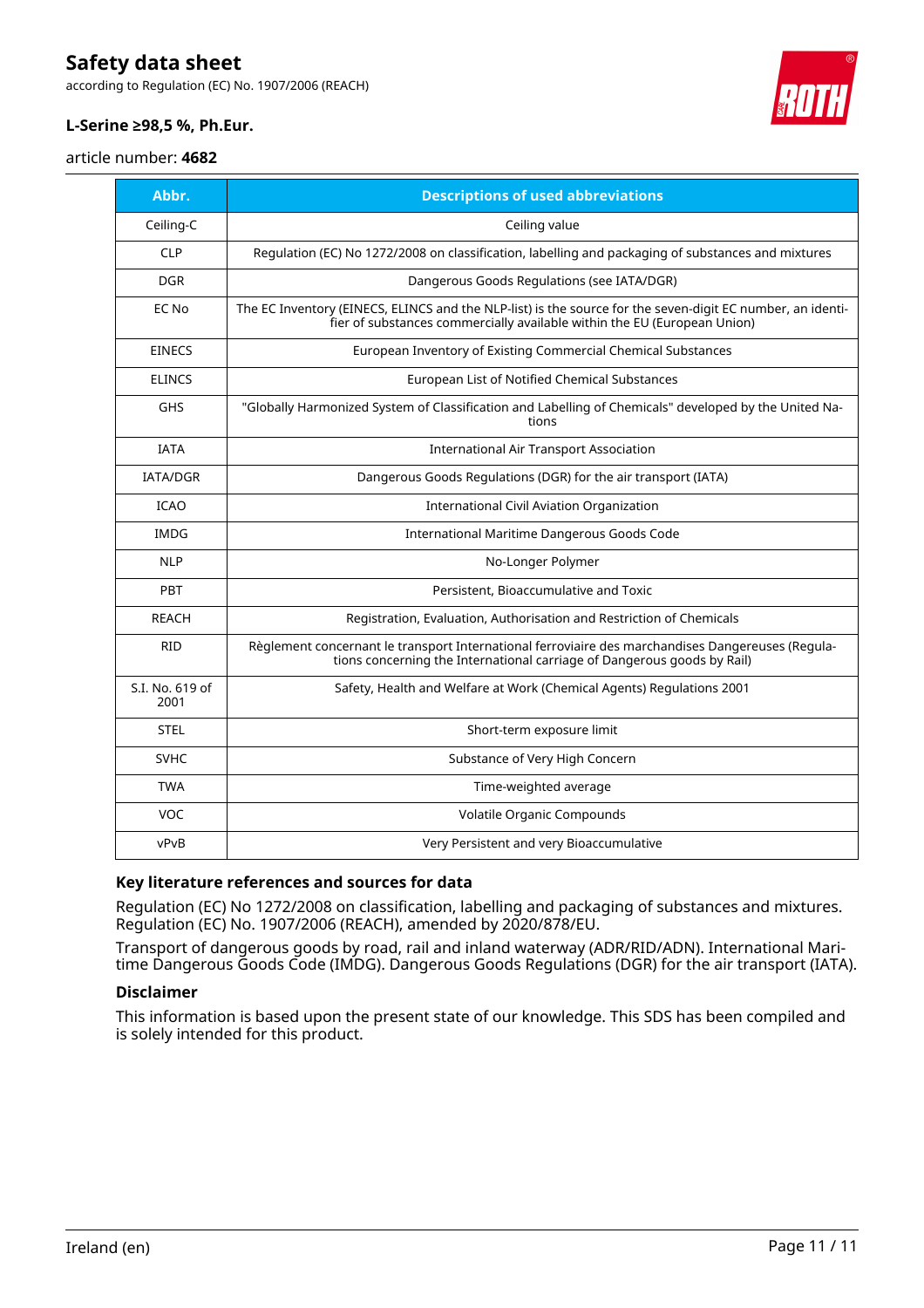| Abbr. | Descriptions of used abbreviations |
|---|---|
| Ceiling-C | Ceiling value |
| CLP | Regulation (EC) No 1272/2008 on classification, labelling and packaging of substances and mixtures |
| DGR | Dangerous Goods Regulations (see IATA/DGR) |
| EC No | The EC Inventory (EINECS, ELINCS and the NLP-list) is the source for the seven-digit EC number, an identifier of substances commercially available within the EU (European Union) |
| EINECS | European Inventory of Existing Commercial Chemical Substances |
| ELINCS | European List of Notified Chemical Substances |
| GHS | "Globally Harmonized System of Classification and Labelling of Chemicals" developed by the United Nations |
| IATA | International Air Transport Association |
| IATA/DGR | Dangerous Goods Regulations (DGR) for the air transport (IATA) |
| ICAO | International Civil Aviation Organization |
| IMDG | International Maritime Dangerous Goods Code |
| NLP | No-Longer Polymer |
| PBT | Persistent, Bioaccumulative and Toxic |
| REACH | Registration, Evaluation, Authorisation and Restriction of Chemicals |
| RID | Règlement concernant le transport International ferroviaire des marchandises Dangereuses (Regulations concerning the International carriage of Dangerous goods by Rail) |
| S.I. No. 619 of 2001 | Safety, Health and Welfare at Work (Chemical Agents) Regulations 2001 |
| STEL | Short-term exposure limit |
| SVHC | Substance of Very High Concern |
| TWA | Time-weighted average |
| VOC | Volatile Organic Compounds |
| vPvB | Very Persistent and very Bioaccumulative |

### Key literature references and sources for data

Regulation (EC) No 1272/2008 on classification, labelling and packaging of substances and mixtures. Regulation (EC) No. 1907/2006 (REACH), amended by 2020/878/EU.

Transport of dangerous goods by road, rail and inland waterway (ADR/RID/ADN). International Maritime Dangerous Goods Code (IMDG). Dangerous Goods Regulations (DGR) for the air transport (IATA).

### Disclaimer

This information is based upon the present state of our knowledge. This SDS has been compiled and is solely intended for this product.